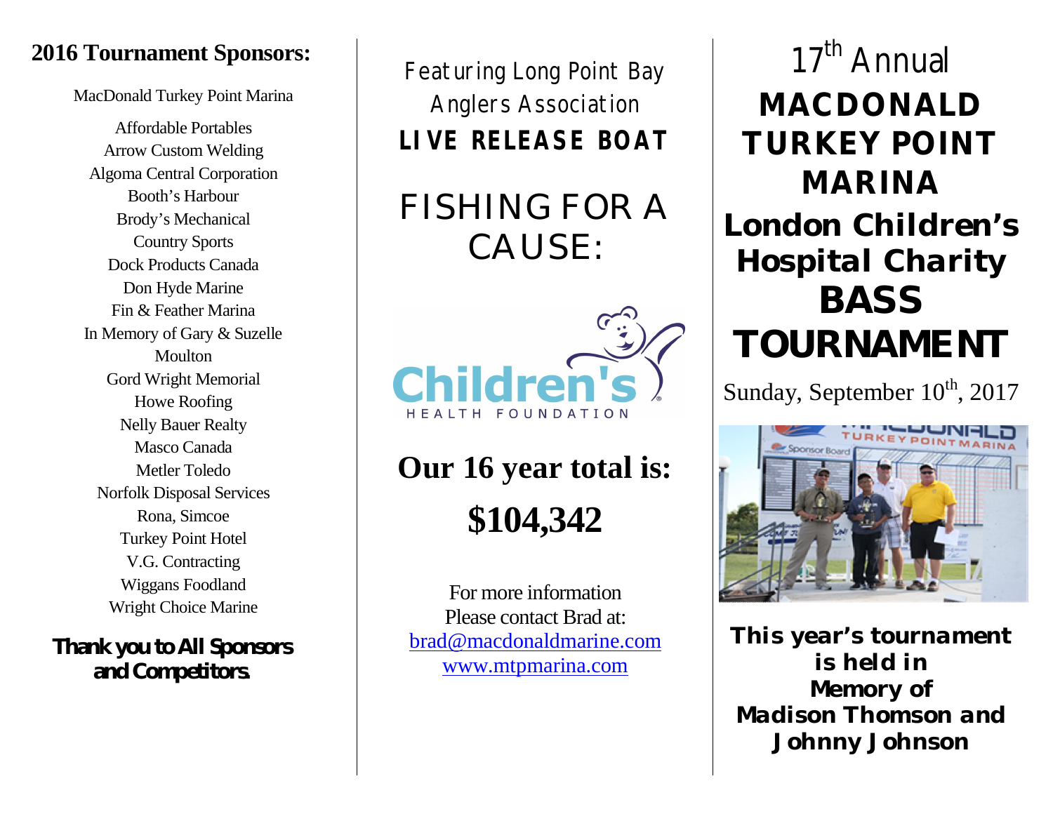## 2016 Tournament Sponsors:

MacDonald Turkey Point Marina

Affordable Portables
Arrow Custom Welding
Algoma Central Corporation
Booth's Harbour
Brody's Mechanical
Country Sports
Dock Products Canada
Don Hyde Marine
Fin & Feather Marina
In Memory of Gary & Suzelle Moulton
Gord Wright Memorial
Howe Roofing
Nelly Bauer Realty
Masco Canada
Metler Toledo
Norfolk Disposal Services
Rona, Simcoe
Turkey Point Hotel
V.G. Contracting
Wiggans Foodland
Wright Choice Marine

**Thank you to All Sponsors and Competitors.**

Featuring Long Point Bay Anglers Association
**LIVE RELEASE BOAT**

# FISHING FOR A CAUSE:

Children's HEALTH FOUNDATION

## Our 16 year total is: $104,342

For more information
Please contact Brad at:
brad@macdonaldmarine.com
www.mtpmarina.com

17th Annual

# MACDONALD TURKEY POINT MARINA London Children's Hospital Charity BASS TOURNAMENT

Sunday, September 10th, 2017

**This year's tournament is held in Memory of Madison Thomson and Johnny Johnson**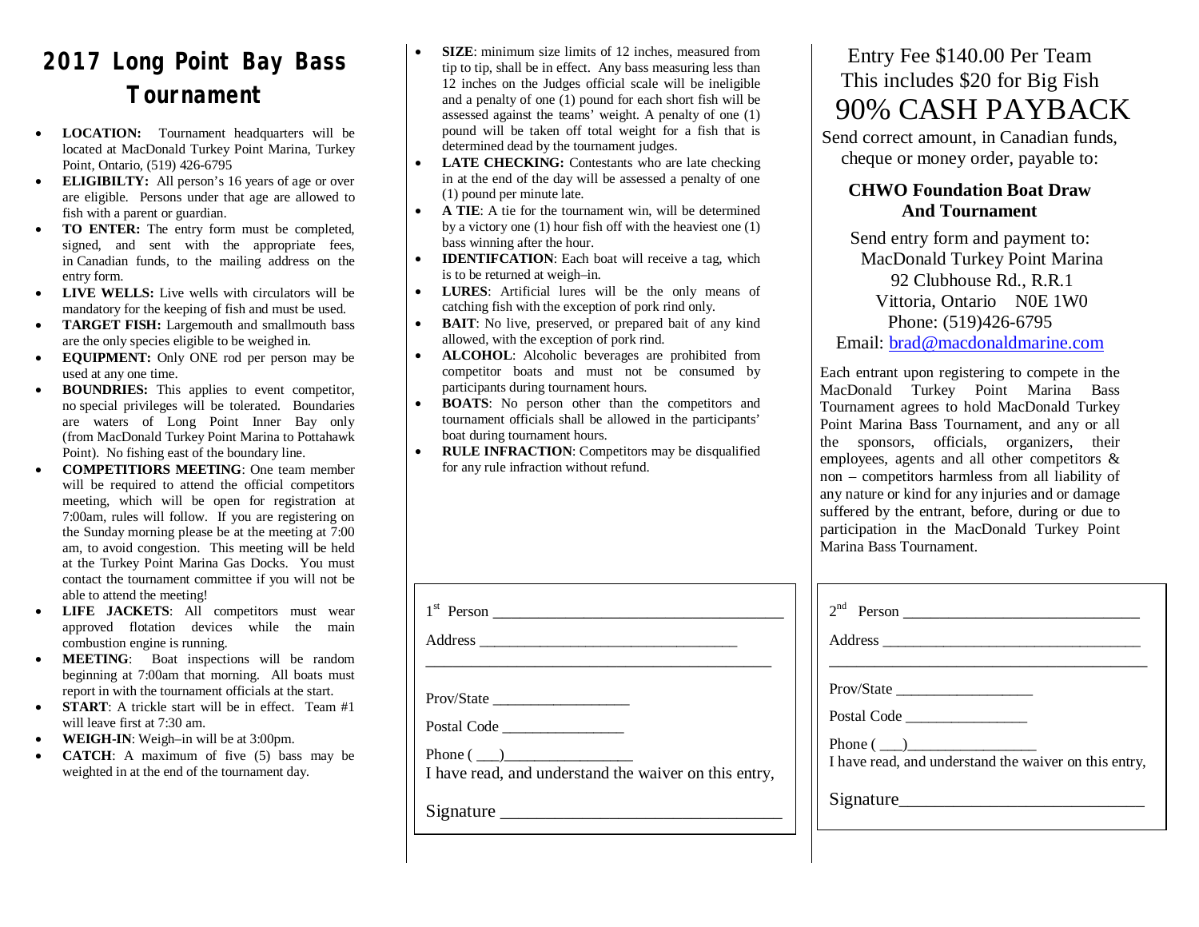# 2017 Long Point Bay Bass Tournament

- **LOCATION:** Tournament headquarters will be located at MacDonald Turkey Point Marina, Turkey Point, Ontario, (519) 426-6795
- **ELIGIBILTY:** All person's 16 years of age or over are eligible. Persons under that age are allowed to fish with a parent or guardian.
- **TO ENTER:** The entry form must be completed, signed, and sent with the appropriate fees, in Canadian funds, to the mailing address on the entry form.
- **LIVE WELLS:** Live wells with circulators will be mandatory for the keeping of fish and must be used.
- **TARGET FISH:** Largemouth and smallmouth bass are the only species eligible to be weighed in.
- **EQUIPMENT:** Only ONE rod per person may be used at any one time.
- **BOUNDRIES:** This applies to event competitor, no special privileges will be tolerated. Boundaries are waters of Long Point Inner Bay only (from MacDonald Turkey Point Marina to Pottahawk Point). No fishing east of the boundary line.
- **COMPETITIORS MEETING**: One team member will be required to attend the official competitors meeting, which will be open for registration at 7:00am, rules will follow. If you are registering on the Sunday morning please be at the meeting at 7:00 am, to avoid congestion. This meeting will be held at the Turkey Point Marina Gas Docks. You must contact the tournament committee if you will not be able to attend the meeting!
- **LIFE JACKETS**: All competitors must wear approved flotation devices while the main combustion engine is running.
- **MEETING**: Boat inspections will be random beginning at 7:00am that morning. All boats must report in with the tournament officials at the start.
- **START**: A trickle start will be in effect. Team #1 will leave first at 7:30 am.
- **WEIGH-IN**: Weigh–in will be at 3:00pm.
- **CATCH**: A maximum of five (5) bass may be weighted in at the end of the tournament day.
- **SIZE**: minimum size limits of 12 inches, measured from tip to tip, shall be in effect. Any bass measuring less than 12 inches on the Judges official scale will be ineligible and a penalty of one (1) pound for each short fish will be assessed against the teams' weight. A penalty of one (1) pound will be taken off total weight for a fish that is determined dead by the tournament judges.
- **LATE CHECKING:** Contestants who are late checking in at the end of the day will be assessed a penalty of one (1) pound per minute late.
- **A TIE**: A tie for the tournament win, will be determined by a victory one (1) hour fish off with the heaviest one (1) bass winning after the hour.
- **IDENTIFCATION**: Each boat will receive a tag, which is to be returned at weigh–in.
- **LURES**: Artificial lures will be the only means of catching fish with the exception of pork rind only.
- **BAIT**: No live, preserved, or prepared bait of any kind allowed, with the exception of pork rind.
- **ALCOHOL**: Alcoholic beverages are prohibited from competitor boats and must not be consumed by participants during tournament hours.
- **BOATS**: No person other than the competitors and tournament officials shall be allowed in the participants' boat during tournament hours.
- **RULE INFRACTION**: Competitors may be disqualified for any rule infraction without refund.

Entry Fee $140.00 Per Team
This includes $20 for Big Fish

## 90% CASH PAYBACK

Send correct amount, in Canadian funds, cheque or money order, payable to:

**CHWO Foundation Boat Draw And Tournament**

Send entry form and payment to:
MacDonald Turkey Point Marina
92 Clubhouse Rd., R.R.1
Vittoria, Ontario N0E 1W0
Phone: (519)426-6795
Email: brad@macdonaldmarine.com

Each entrant upon registering to compete in the MacDonald Turkey Point Marina Bass Tournament agrees to hold MacDonald Turkey Point Marina Bass Tournament, and any or all the sponsors, officials, organizers, their employees, agents and all other competitors & non – competitors harmless from all liability of any nature or kind for any injuries and or damage suffered by the entrant, before, during or due to participation in the MacDonald Turkey Point Marina Bass Tournament.

1st Person ____________________________________

Address ________________________________
_________________________________________

Prov/State _________________

Postal Code _______________

Phone ( ___)________________

I have read, and understand the waiver on this entry,

Signature ________________________________

2nd Person _____________________________

Address _______________________________
_________________________________________

Prov/State _________________

Postal Code _______________

Phone ( ___)________________

I have read, and understand the waiver on this entry,

Signature___________________________